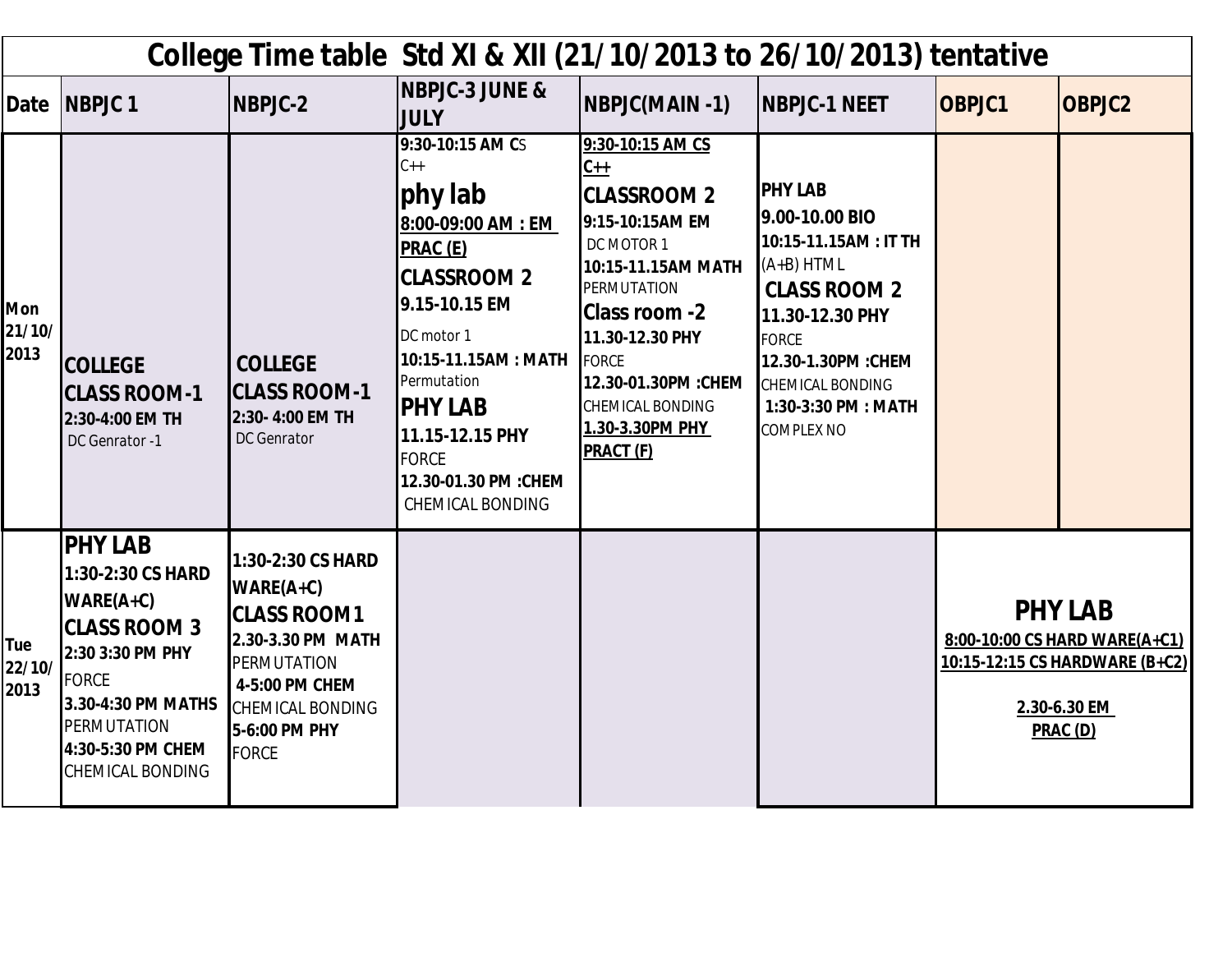# College Time table Std XI & XII (21/10/2013 to 26/10/2013) tentative

| Date | NBPJC 1 | NBPJC-2 | NBPJC-3 JUNE & JULY | NBPJC(MAIN -1) | NBPJC-1 NEET | OBPJC1 | OBPJC2 |
|---|---|---|---|---|---|---|---|
| Mon 21/10/2013 | **COLLEGE CLASS ROOM-1** **2:30-4:00 EM TH** DC Genrator -1 | **COLLEGE CLASS ROOM-1** **2:30- 4:00 EM TH** DC Genrator | **9:30-10:15 AM CS** C++ **phy lab** **8:00-09:00 AM : EM PRAC (E)** **CLASSROOM 2** **9.15-10.15 EM** DC motor 1 **10:15-11.15AM : MATH** Permutation **PHY LAB** **11.15-12.15 PHY** FORCE **12.30-01.30 PM :CHEM** CHEMICAL BONDING | **9:30-10:15 AM CS C++** **CLASSROOM 2** **9:15-10:15AM EM** DC MOTOR 1 **10:15-11.15AM MATH** PERMUTATION **Class room -2** **11.30-12.30 PHY** FORCE **12.30-01.30PM :CHEM** CHEMICAL BONDING **1.30-3.30PM PHY PRACT (F)** | **PHY LAB** **9.00-10.00 BIO** **10:15-11.15AM : IT TH** (A+B) HTML **CLASS ROOM 2** **11.30-12.30 PHY** FORCE **12.30-1.30PM :CHEM** CHEMICAL BONDING **1:30-3:30 PM : MATH** COMPLEX NO | | |
| Tue 22/10/2013 | **PHY LAB** **1:30-2:30 CS HARD WARE(A+C)** **CLASS ROOM 3** **2:30 3:30 PM PHY** FORCE **3.30-4:30 PM MATHS** PERMUTATION **4:30-5:30 PM CHEM** CHEMICAL BONDING | **1:30-2:30 CS HARD WARE(A+C)** **CLASS ROOM 1** **2.30-3.30 PM MATH** PERMUTATION **4-5:00 PM CHEM** CHEMICAL BONDING **5-6:00 PM PHY** FORCE | | | | **PHY LAB** **8:00-10:00 CS HARD WARE(A+C1)** **10:15-12:15 CS HARDWARE (B+C2)** **2.30-6.30 EM PRAC (D)** | |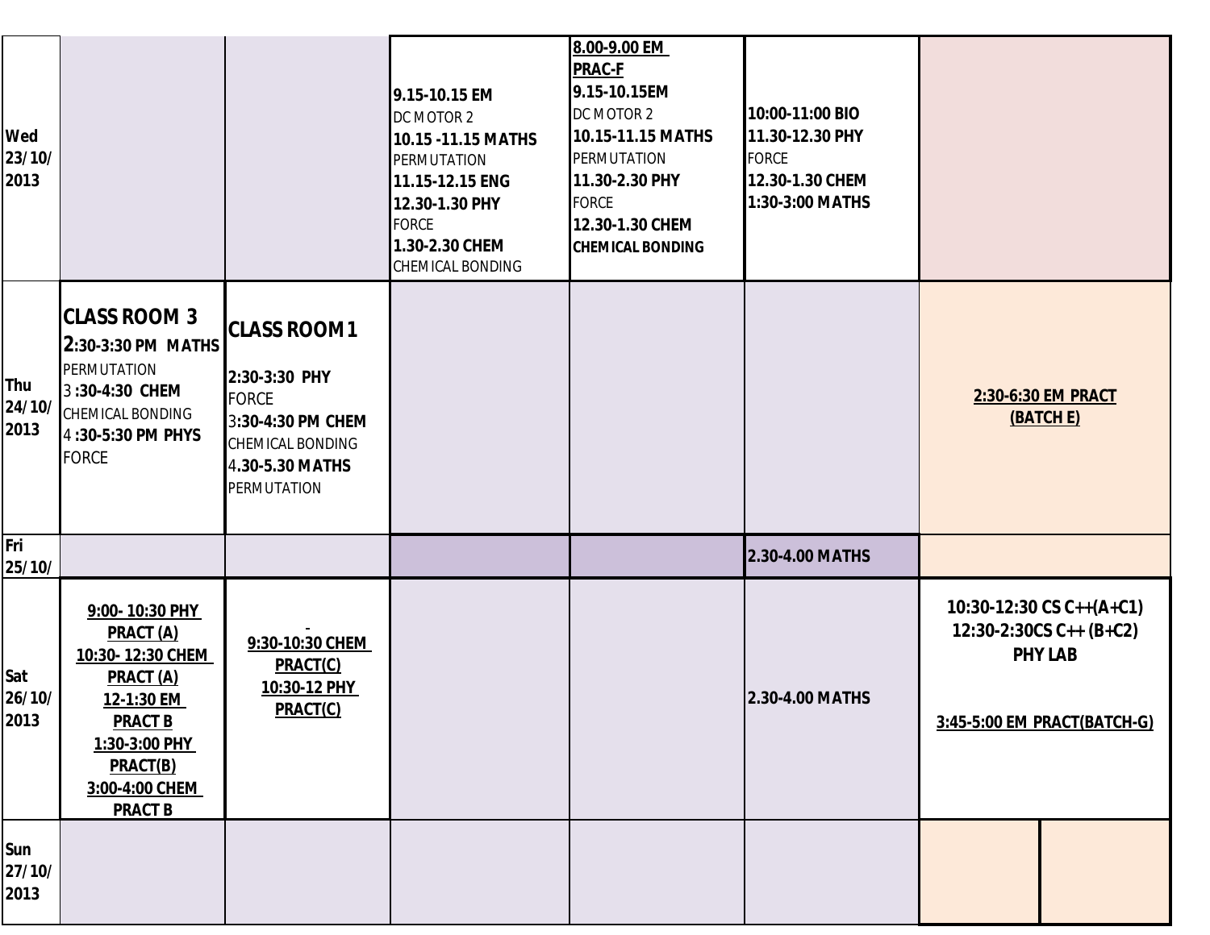| | | | | | | |
|---|---|---|---|---|---|---|
| Wed 23/10/ 2013 | | | **9.15-10.15 EM** DC MOTOR 2 **10.15 -11.15 MATHS** PERMUTATION **11.15-12.15 ENG** **12.30-1.30 PHY** FORCE **1.30-2.30 CHEM** CHEMICAL BONDING | **8.00-9.00 EM PRAC-F** **9.15-10.15EM** DC MOTOR 2 **10.15-11.15 MATHS** PERMUTATION **11.30-2.30 PHY** FORCE **12.30-1.30 CHEM** **CHEMICAL BONDING** | **10:00-11:00 BIO** **11.30-12.30 PHY** FORCE **12.30-1.30 CHEM** **1:30-3:00 MATHS** | |
| Thu 24/10/ 2013 | **CLASS ROOM 3** **2:30-3:30 PM MATHS** PERMUTATION **3:30-4:30 CHEM** CHEMICAL BONDING **4:30-5:30 PM PHYS** FORCE | **CLASS ROOM 1** **2:30-3:30 PHY** FORCE **3:30-4:30 PM CHEM** CHEMICAL BONDING **4.30-5.30 MATHS** PERMUTATION | | | | **2:30-6:30 EM PRACT (BATCH E)** |
| Fri 25/10/ | | | | | **2.30-4.00 MATHS** | |
| Sat 26/10/ 2013 | **9:00- 10:30 PHY PRACT (A)** **10:30- 12:30 CHEM PRACT (A)** **12-1:30 EM PRACT B** **1:30-3:00 PHY PRACT(B)** **3:00-4:00 CHEM PRACT B** | **9:30-10:30 CHEM PRACT(C)** **10:30-12 PHY PRACT(C)** | | | **2.30-4.00 MATHS** | **10:30-12:30 CS C++(A+C1)** **12:30-2:30CS C++ (B+C2)** **PHY LAB** **3:45-5:00 EM PRACT(BATCH-G)** |
| Sun 27/10/ 2013 | | | | | | |